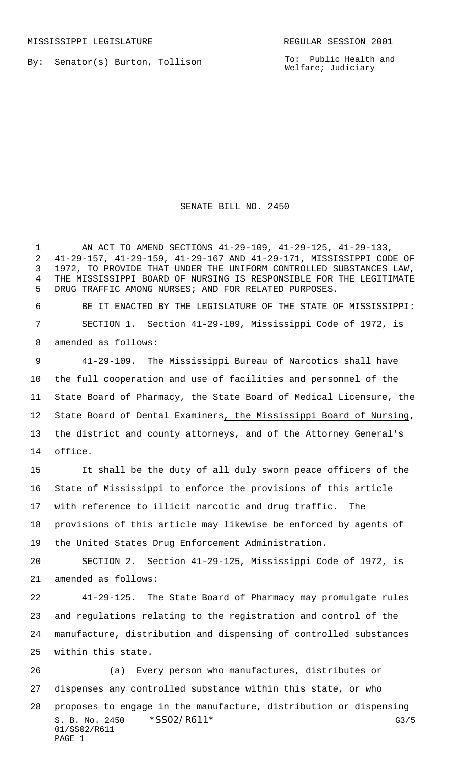MISSISSIPPI LEGISLATURE REGULAR SESSION 2001

By: Senator(s) Burton, Tollison

To: Public Health and Welfare; Judiciary

# SENATE BILL NO. 2450

AN ACT TO AMEND SECTIONS 41-29-109, 41-29-125, 41-29-133, 41-29-157, 41-29-159, 41-29-167 AND 41-29-171, MISSISSIPPI CODE OF 1972, TO PROVIDE THAT UNDER THE UNIFORM CONTROLLED SUBSTANCES LAW, THE MISSISSIPPI BOARD OF NURSING IS RESPONSIBLE FOR THE LEGITIMATE DRUG TRAFFIC AMONG NURSES; AND FOR RELATED PURPOSES.

BE IT ENACTED BY THE LEGISLATURE OF THE STATE OF MISSISSIPPI:

SECTION 1. Section 41-29-109, Mississippi Code of 1972, is amended as follows:

41-29-109. The Mississippi Bureau of Narcotics shall have the full cooperation and use of facilities and personnel of the State Board of Pharmacy, the State Board of Medical Licensure, the State Board of Dental Examiners, the Mississippi Board of Nursing, the district and county attorneys, and of the Attorney General's office.

It shall be the duty of all duly sworn peace officers of the State of Mississippi to enforce the provisions of this article with reference to illicit narcotic and drug traffic. The provisions of this article may likewise be enforced by agents of the United States Drug Enforcement Administration.

SECTION 2. Section 41-29-125, Mississippi Code of 1972, is amended as follows:

41-29-125. The State Board of Pharmacy may promulgate rules and regulations relating to the registration and control of the manufacture, distribution and dispensing of controlled substances within this state.

(a) Every person who manufactures, distributes or dispenses any controlled substance within this state, or who proposes to engage in the manufacture, distribution or dispensing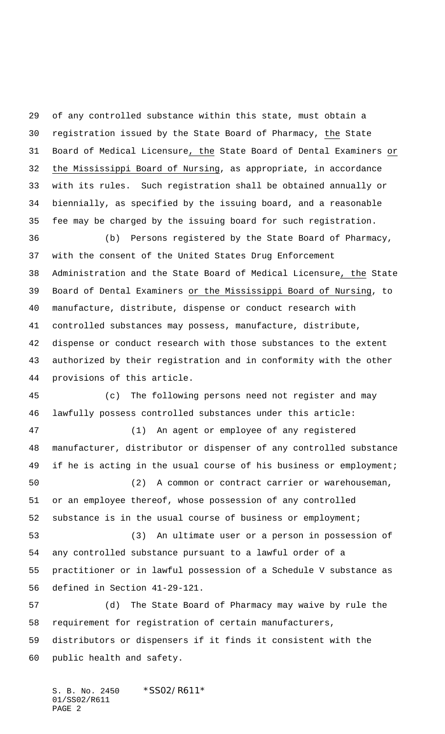of any controlled substance within this state, must obtain a registration issued by the State Board of Pharmacy, the State Board of Medical Licensure, the State Board of Dental Examiners or the Mississippi Board of Nursing, as appropriate, in accordance with its rules. Such registration shall be obtained annually or biennially, as specified by the issuing board, and a reasonable fee may be charged by the issuing board for such registration.

(b) Persons registered by the State Board of Pharmacy, with the consent of the United States Drug Enforcement Administration and the State Board of Medical Licensure, the State Board of Dental Examiners or the Mississippi Board of Nursing, to manufacture, distribute, dispense or conduct research with controlled substances may possess, manufacture, distribute, dispense or conduct research with those substances to the extent authorized by their registration and in conformity with the other provisions of this article.

(c) The following persons need not register and may lawfully possess controlled substances under this article:

(1) An agent or employee of any registered manufacturer, distributor or dispenser of any controlled substance if he is acting in the usual course of his business or employment;

(2) A common or contract carrier or warehouseman, or an employee thereof, whose possession of any controlled substance is in the usual course of business or employment;

(3) An ultimate user or a person in possession of any controlled substance pursuant to a lawful order of a practitioner or in lawful possession of a Schedule V substance as defined in Section 41-29-121.

(d) The State Board of Pharmacy may waive by rule the requirement for registration of certain manufacturers, distributors or dispensers if it finds it consistent with the public health and safety.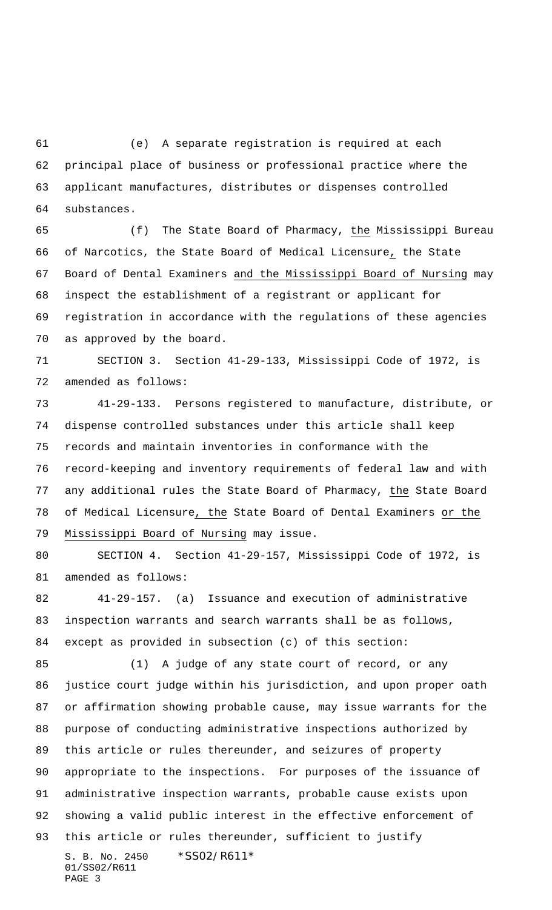(e) A separate registration is required at each principal place of business or professional practice where the applicant manufactures, distributes or dispenses controlled substances.

(f) The State Board of Pharmacy, the Mississippi Bureau of Narcotics, the State Board of Medical Licensure, the State Board of Dental Examiners and the Mississippi Board of Nursing may inspect the establishment of a registrant or applicant for registration in accordance with the regulations of these agencies as approved by the board.

SECTION 3. Section 41-29-133, Mississippi Code of 1972, is amended as follows:

41-29-133. Persons registered to manufacture, distribute, or dispense controlled substances under this article shall keep records and maintain inventories in conformance with the record-keeping and inventory requirements of federal law and with any additional rules the State Board of Pharmacy, the State Board of Medical Licensure, the State Board of Dental Examiners or the Mississippi Board of Nursing may issue.

SECTION 4. Section 41-29-157, Mississippi Code of 1972, is amended as follows:

41-29-157. (a) Issuance and execution of administrative inspection warrants and search warrants shall be as follows, except as provided in subsection (c) of this section:

(1) A judge of any state court of record, or any justice court judge within his jurisdiction, and upon proper oath or affirmation showing probable cause, may issue warrants for the purpose of conducting administrative inspections authorized by this article or rules thereunder, and seizures of property appropriate to the inspections. For purposes of the issuance of administrative inspection warrants, probable cause exists upon showing a valid public interest in the effective enforcement of this article or rules thereunder, sufficient to justify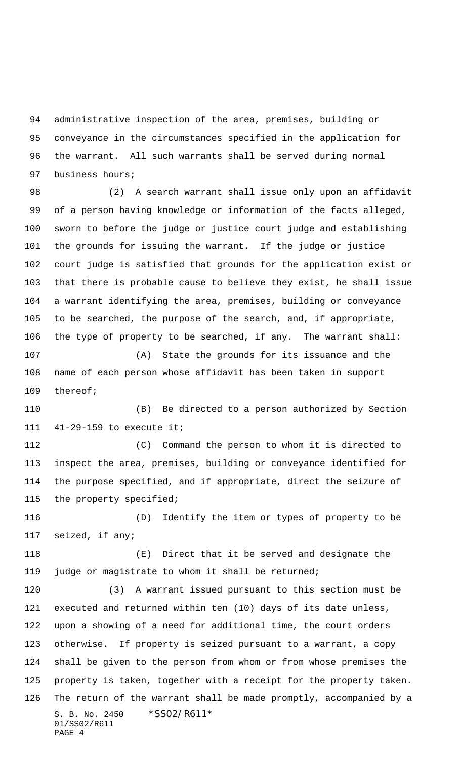administrative inspection of the area, premises, building or conveyance in the circumstances specified in the application for the warrant. All such warrants shall be served during normal business hours;

(2) A search warrant shall issue only upon an affidavit of a person having knowledge or information of the facts alleged, sworn to before the judge or justice court judge and establishing the grounds for issuing the warrant. If the judge or justice court judge is satisfied that grounds for the application exist or that there is probable cause to believe they exist, he shall issue a warrant identifying the area, premises, building or conveyance to be searched, the purpose of the search, and, if appropriate, the type of property to be searched, if any. The warrant shall:

(A) State the grounds for its issuance and the name of each person whose affidavit has been taken in support thereof;

(B) Be directed to a person authorized by Section 41-29-159 to execute it;

(C) Command the person to whom it is directed to inspect the area, premises, building or conveyance identified for the purpose specified, and if appropriate, direct the seizure of the property specified;

(D) Identify the item or types of property to be seized, if any;

(E) Direct that it be served and designate the judge or magistrate to whom it shall be returned;

(3) A warrant issued pursuant to this section must be executed and returned within ten (10) days of its date unless, upon a showing of a need for additional time, the court orders otherwise. If property is seized pursuant to a warrant, a copy shall be given to the person from whom or from whose premises the property is taken, together with a receipt for the property taken. The return of the warrant shall be made promptly, accompanied by a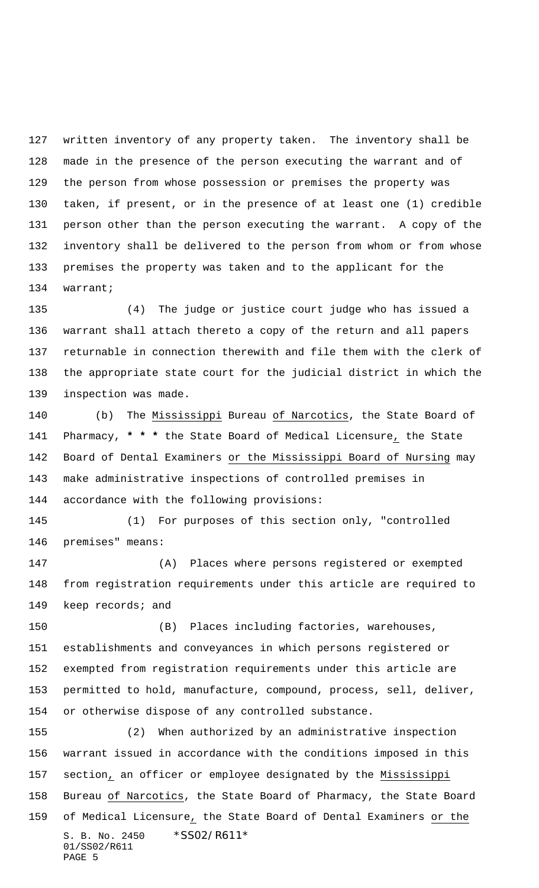written inventory of any property taken. The inventory shall be made in the presence of the person executing the warrant and of the person from whose possession or premises the property was taken, if present, or in the presence of at least one (1) credible person other than the person executing the warrant. A copy of the inventory shall be delivered to the person from whom or from whose premises the property was taken and to the applicant for the warrant;

(4) The judge or justice court judge who has issued a warrant shall attach thereto a copy of the return and all papers returnable in connection therewith and file them with the clerk of the appropriate state court for the judicial district in which the inspection was made.

(b) The Mississippi Bureau of Narcotics, the State Board of Pharmacy, * * * the State Board of Medical Licensure, the State Board of Dental Examiners or the Mississippi Board of Nursing may make administrative inspections of controlled premises in accordance with the following provisions:

(1) For purposes of this section only, "controlled premises" means:

(A) Places where persons registered or exempted from registration requirements under this article are required to keep records; and

(B) Places including factories, warehouses, establishments and conveyances in which persons registered or exempted from registration requirements under this article are permitted to hold, manufacture, compound, process, sell, deliver, or otherwise dispose of any controlled substance.

(2) When authorized by an administrative inspection warrant issued in accordance with the conditions imposed in this section, an officer or employee designated by the Mississippi Bureau of Narcotics, the State Board of Pharmacy, the State Board of Medical Licensure, the State Board of Dental Examiners or the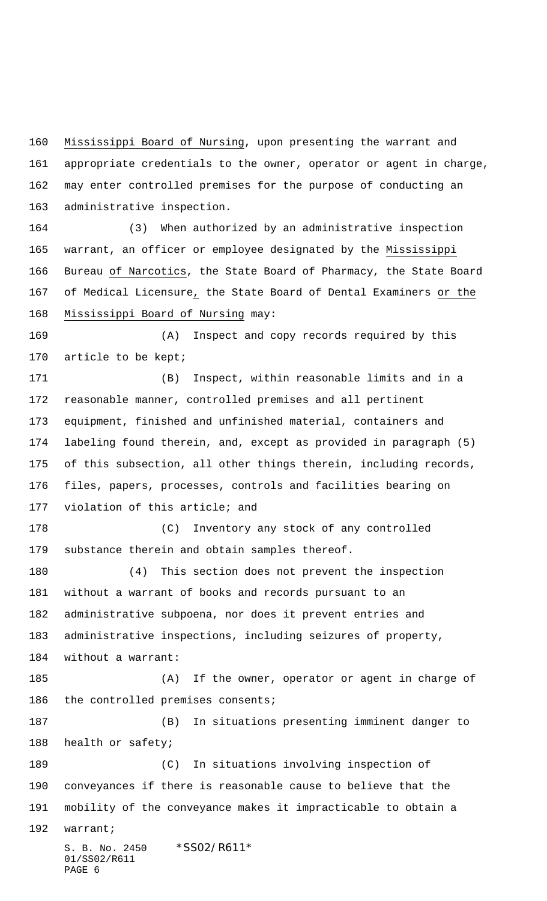Mississippi Board of Nursing, upon presenting the warrant and appropriate credentials to the owner, operator or agent in charge, may enter controlled premises for the purpose of conducting an administrative inspection.

(3) When authorized by an administrative inspection warrant, an officer or employee designated by the Mississippi Bureau of Narcotics, the State Board of Pharmacy, the State Board of Medical Licensure, the State Board of Dental Examiners or the Mississippi Board of Nursing may:

(A) Inspect and copy records required by this article to be kept;

(B) Inspect, within reasonable limits and in a reasonable manner, controlled premises and all pertinent equipment, finished and unfinished material, containers and labeling found therein, and, except as provided in paragraph (5) of this subsection, all other things therein, including records, files, papers, processes, controls and facilities bearing on violation of this article; and

(C) Inventory any stock of any controlled substance therein and obtain samples thereof.

(4) This section does not prevent the inspection without a warrant of books and records pursuant to an administrative subpoena, nor does it prevent entries and administrative inspections, including seizures of property, without a warrant:

(A) If the owner, operator or agent in charge of the controlled premises consents;

(B) In situations presenting imminent danger to health or safety;

(C) In situations involving inspection of conveyances if there is reasonable cause to believe that the mobility of the conveyance makes it impracticable to obtain a warrant;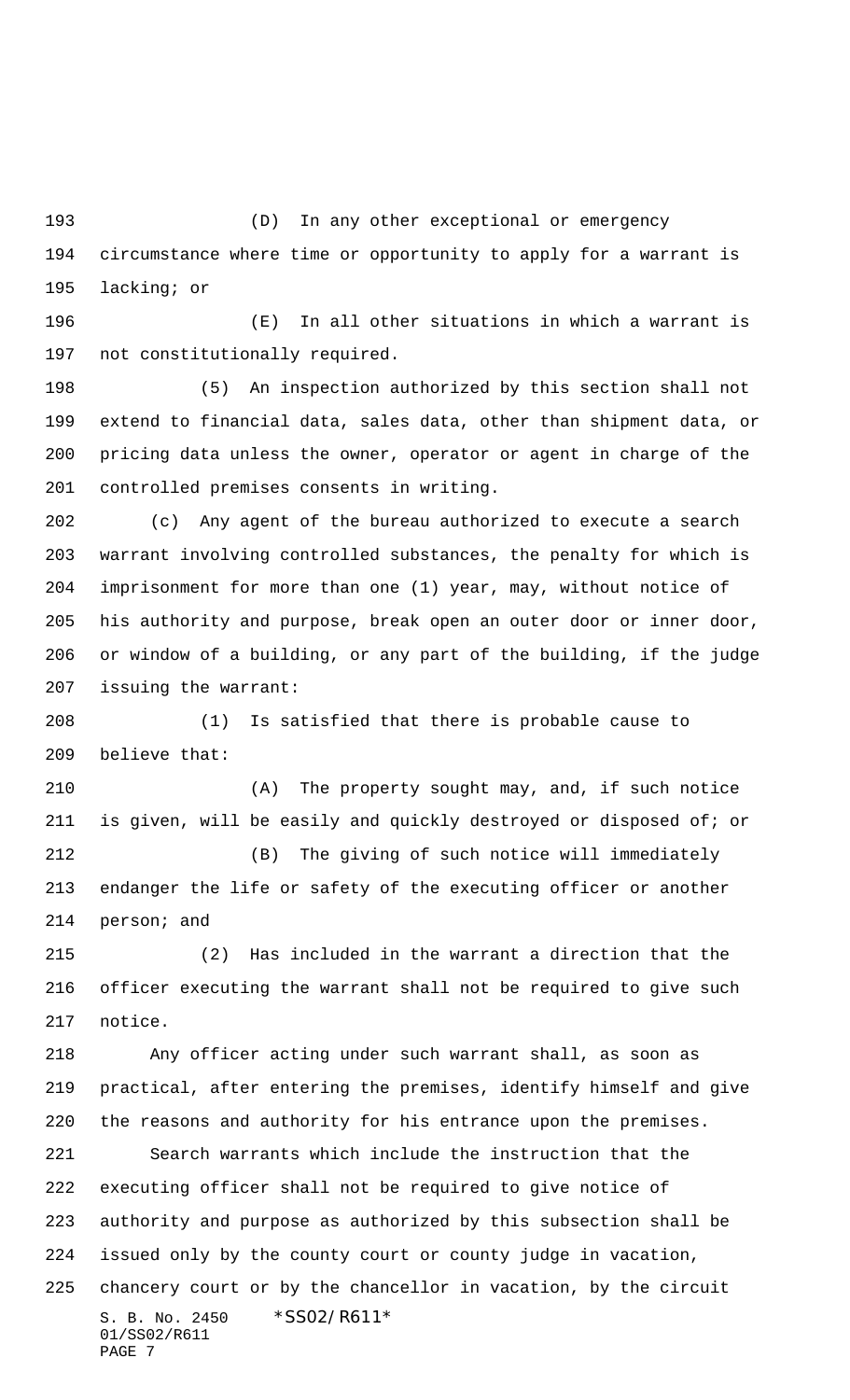(D) In any other exceptional or emergency circumstance where time or opportunity to apply for a warrant is lacking; or

(E) In all other situations in which a warrant is not constitutionally required.

(5) An inspection authorized by this section shall not extend to financial data, sales data, other than shipment data, or pricing data unless the owner, operator or agent in charge of the controlled premises consents in writing.

(c) Any agent of the bureau authorized to execute a search warrant involving controlled substances, the penalty for which is imprisonment for more than one (1) year, may, without notice of his authority and purpose, break open an outer door or inner door, or window of a building, or any part of the building, if the judge issuing the warrant:

(1) Is satisfied that there is probable cause to believe that:

(A) The property sought may, and, if such notice is given, will be easily and quickly destroyed or disposed of; or

(B) The giving of such notice will immediately endanger the life or safety of the executing officer or another person; and

(2) Has included in the warrant a direction that the officer executing the warrant shall not be required to give such notice.

Any officer acting under such warrant shall, as soon as practical, after entering the premises, identify himself and give the reasons and authority for his entrance upon the premises.

Search warrants which include the instruction that the executing officer shall not be required to give notice of authority and purpose as authorized by this subsection shall be issued only by the county court or county judge in vacation, chancery court or by the chancellor in vacation, by the circuit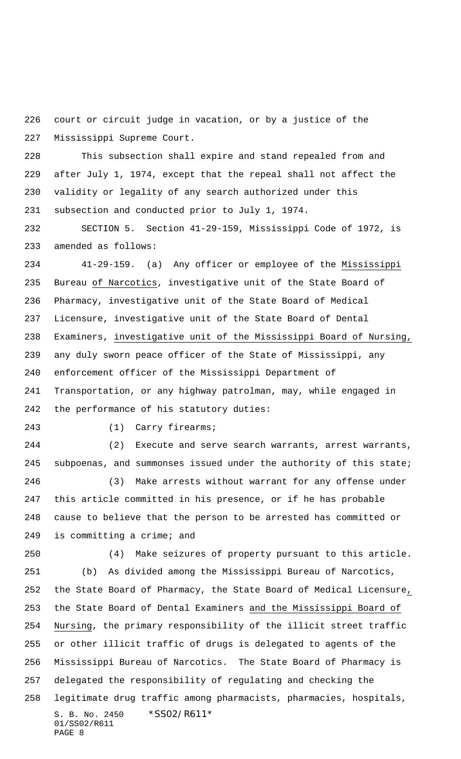court or circuit judge in vacation, or by a justice of the Mississippi Supreme Court.

This subsection shall expire and stand repealed from and after July 1, 1974, except that the repeal shall not affect the validity or legality of any search authorized under this subsection and conducted prior to July 1, 1974.

SECTION 5. Section 41-29-159, Mississippi Code of 1972, is amended as follows:

41-29-159. (a) Any officer or employee of the Mississippi Bureau of Narcotics, investigative unit of the State Board of Pharmacy, investigative unit of the State Board of Medical Licensure, investigative unit of the State Board of Dental Examiners, investigative unit of the Mississippi Board of Nursing, any duly sworn peace officer of the State of Mississippi, any enforcement officer of the Mississippi Department of Transportation, or any highway patrolman, may, while engaged in the performance of his statutory duties:

(1) Carry firearms;

(2) Execute and serve search warrants, arrest warrants, subpoenas, and summonses issued under the authority of this state;

(3) Make arrests without warrant for any offense under this article committed in his presence, or if he has probable cause to believe that the person to be arrested has committed or is committing a crime; and

(4) Make seizures of property pursuant to this article.

(b) As divided among the Mississippi Bureau of Narcotics, the State Board of Pharmacy, the State Board of Medical Licensure, the State Board of Dental Examiners and the Mississippi Board of Nursing, the primary responsibility of the illicit street traffic or other illicit traffic of drugs is delegated to agents of the Mississippi Bureau of Narcotics. The State Board of Pharmacy is delegated the responsibility of regulating and checking the legitimate drug traffic among pharmacists, pharmacies, hospitals,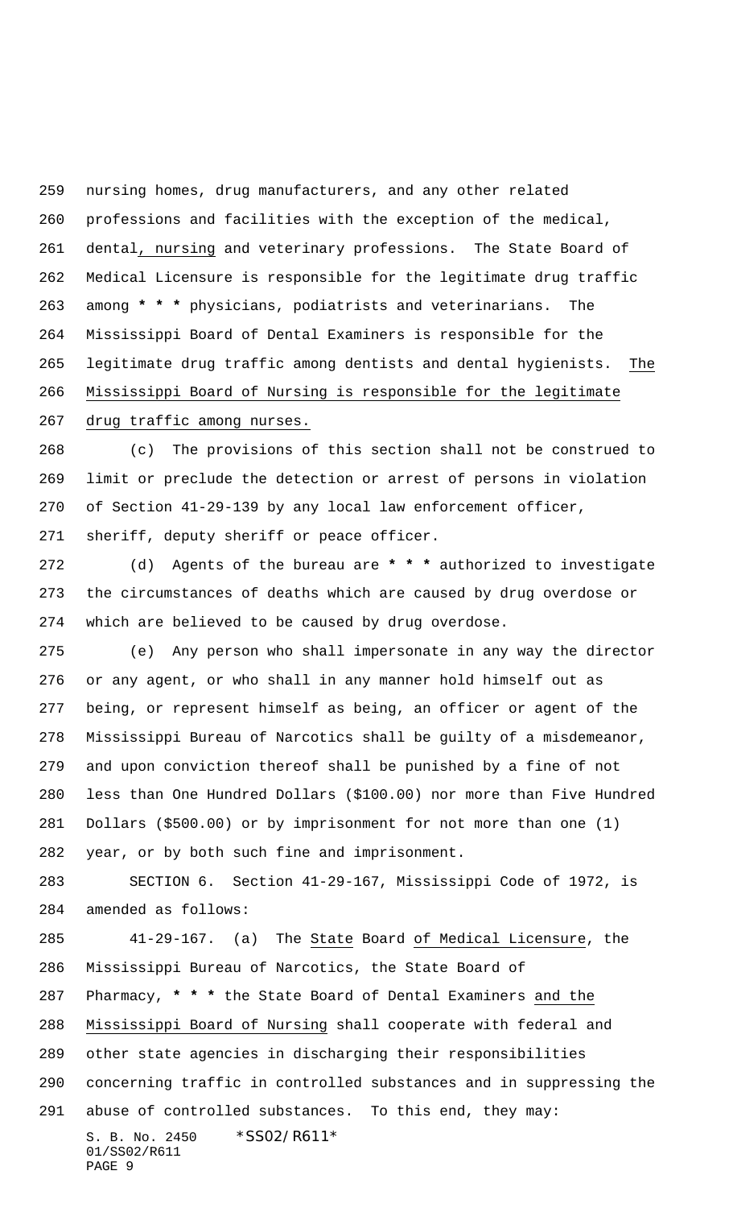nursing homes, drug manufacturers, and any other related professions and facilities with the exception of the medical, dental, nursing and veterinary professions. The State Board of Medical Licensure is responsible for the legitimate drug traffic among * * * physicians, podiatrists and veterinarians. The Mississippi Board of Dental Examiners is responsible for the legitimate drug traffic among dentists and dental hygienists. The Mississippi Board of Nursing is responsible for the legitimate drug traffic among nurses.

(c) The provisions of this section shall not be construed to limit or preclude the detection or arrest of persons in violation of Section 41-29-139 by any local law enforcement officer, sheriff, deputy sheriff or peace officer.

(d) Agents of the bureau are * * * authorized to investigate the circumstances of deaths which are caused by drug overdose or which are believed to be caused by drug overdose.

(e) Any person who shall impersonate in any way the director or any agent, or who shall in any manner hold himself out as being, or represent himself as being, an officer or agent of the Mississippi Bureau of Narcotics shall be guilty of a misdemeanor, and upon conviction thereof shall be punished by a fine of not less than One Hundred Dollars ($100.00) nor more than Five Hundred Dollars ($500.00) or by imprisonment for not more than one (1) year, or by both such fine and imprisonment.

SECTION 6. Section 41-29-167, Mississippi Code of 1972, is amended as follows:

41-29-167. (a) The State Board of Medical Licensure, the Mississippi Bureau of Narcotics, the State Board of Pharmacy, * * * the State Board of Dental Examiners and the Mississippi Board of Nursing shall cooperate with federal and other state agencies in discharging their responsibilities concerning traffic in controlled substances and in suppressing the abuse of controlled substances. To this end, they may: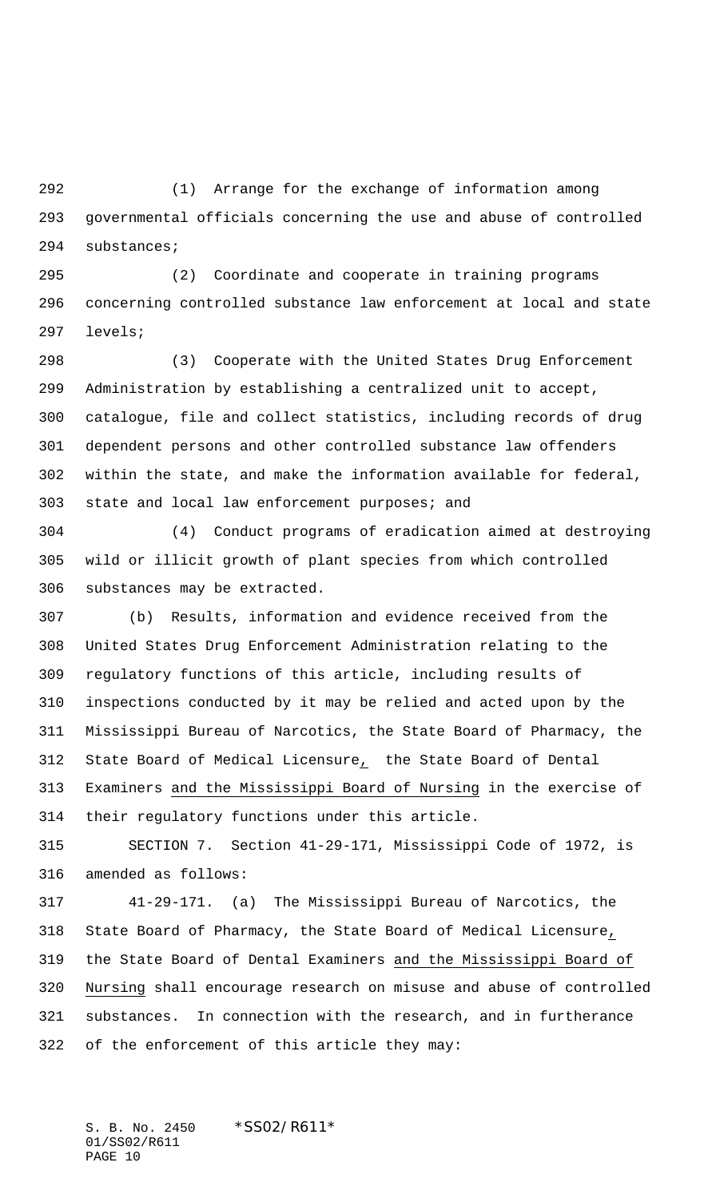(1) Arrange for the exchange of information among governmental officials concerning the use and abuse of controlled substances;

(2) Coordinate and cooperate in training programs concerning controlled substance law enforcement at local and state levels;

(3) Cooperate with the United States Drug Enforcement Administration by establishing a centralized unit to accept, catalogue, file and collect statistics, including records of drug dependent persons and other controlled substance law offenders within the state, and make the information available for federal, state and local law enforcement purposes; and

(4) Conduct programs of eradication aimed at destroying wild or illicit growth of plant species from which controlled substances may be extracted.

(b) Results, information and evidence received from the United States Drug Enforcement Administration relating to the regulatory functions of this article, including results of inspections conducted by it may be relied and acted upon by the Mississippi Bureau of Narcotics, the State Board of Pharmacy, the State Board of Medical Licensure, the State Board of Dental Examiners and the Mississippi Board of Nursing in the exercise of their regulatory functions under this article.

SECTION 7. Section 41-29-171, Mississippi Code of 1972, is amended as follows:

41-29-171. (a) The Mississippi Bureau of Narcotics, the State Board of Pharmacy, the State Board of Medical Licensure, the State Board of Dental Examiners and the Mississippi Board of Nursing shall encourage research on misuse and abuse of controlled substances. In connection with the research, and in furtherance of the enforcement of this article they may: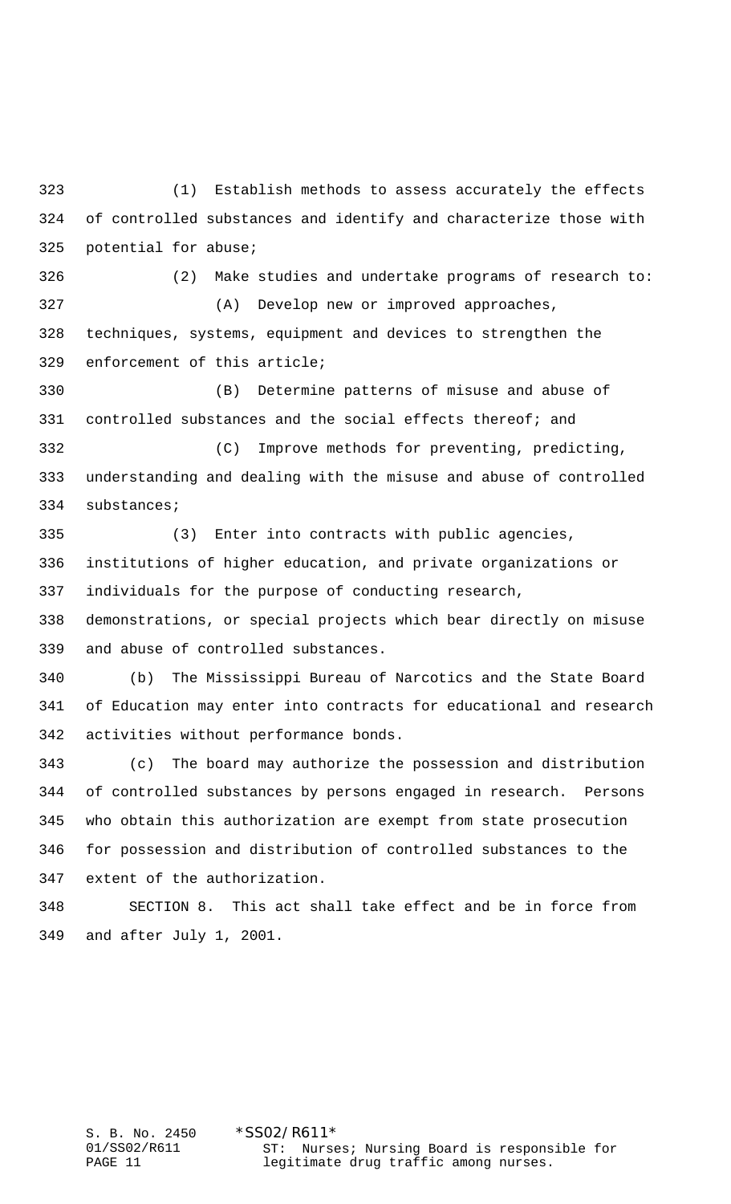(1) Establish methods to assess accurately the effects of controlled substances and identify and characterize those with potential for abuse;

(2) Make studies and undertake programs of research to:

(A) Develop new or improved approaches, techniques, systems, equipment and devices to strengthen the enforcement of this article;

(B) Determine patterns of misuse and abuse of controlled substances and the social effects thereof; and

(C) Improve methods for preventing, predicting, understanding and dealing with the misuse and abuse of controlled substances;

(3) Enter into contracts with public agencies, institutions of higher education, and private organizations or individuals for the purpose of conducting research, demonstrations, or special projects which bear directly on misuse and abuse of controlled substances.

(b) The Mississippi Bureau of Narcotics and the State Board of Education may enter into contracts for educational and research activities without performance bonds.

(c) The board may authorize the possession and distribution of controlled substances by persons engaged in research. Persons who obtain this authorization are exempt from state prosecution for possession and distribution of controlled substances to the extent of the authorization.

SECTION 8. This act shall take effect and be in force from and after July 1, 2001.